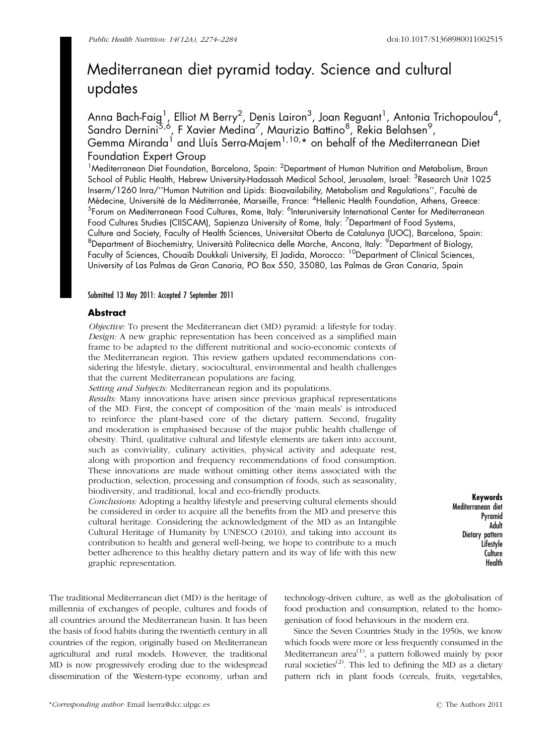# Mediterranean diet pyramid today. Science and cultural updates

Anna Bach-Faig[1], Elliot M Berry[2], Denis Lairon[3], Joan Reguant[1], Antonia Trichopoulou[4], Sandro Dernini[5,6], F Xavier Medina[7], Maurizio Battino[8], Rekia Belahsen[9], Gemma Miranda[1] and Lluís Serra-Majem[1,10,]* on behalf of the Mediterranean Diet Foundation Expert Group

[1]Mediterranean Diet Foundation, Barcelona, Spain: [2]Department of Human Nutrition and Metabolism, Braun School of Public Health, Hebrew University-Hadassah Medical School, Jerusalem, Israel: [3]Research Unit 1025 Inserm/1260 Inra/''Human Nutrition and Lipids: Bioavailability, Metabolism and Regulations'', Faculté de Médecine, Université de la Méditerranée, Marseille, France: [4]Hellenic Health Foundation, Athens, Greece: [5]Forum on Mediterranean Food Cultures, Rome, Italy: [6]Interuniversity International Center for Mediterranean Food Cultures Studies (CIISCAM), Sapienza University of Rome, Italy: [7]Department of Food Systems, Culture and Society, Faculty of Health Sciences, Universitat Oberta de Catalunya (UOC), Barcelona, Spain: [8]Department of Biochemistry, Università Politecnica delle Marche, Ancona, Italy: [9]Department of Biology, Faculty of Sciences, Chouaïb Doukkali University, El Jadida, Morocco: [10]Department of Clinical Sciences, University of Las Palmas de Gran Canaria, PO Box 550, 35080, Las Palmas de Gran Canaria, Spain

Submitted 13 May 2011: Accepted 7 September 2011

## Abstract

*Objective:* To present the Mediterranean diet (MD) pyramid: a lifestyle for today.

*Design:* A new graphic representation has been conceived as a simplified main frame to be adapted to the different nutritional and socio-economic contexts of the Mediterranean region. This review gathers updated recommendations considering the lifestyle, dietary, sociocultural, environmental and health challenges that the current Mediterranean populations are facing.

*Setting and Subjects:* Mediterranean region and its populations.

*Results:* Many innovations have arisen since previous graphical representations of the MD. First, the concept of composition of the 'main meals' is introduced to reinforce the plant-based core of the dietary pattern. Second, frugality and moderation is emphasised because of the major public health challenge of obesity. Third, qualitative cultural and lifestyle elements are taken into account, such as conviviality, culinary activities, physical activity and adequate rest, along with proportion and frequency recommendations of food consumption. These innovations are made without omitting other items associated with the production, selection, processing and consumption of foods, such as seasonality, biodiversity, and traditional, local and eco-friendly products.

*Conclusions:* Adopting a healthy lifestyle and preserving cultural elements should be considered in order to acquire all the benefits from the MD and preserve this cultural heritage. Considering the acknowledgment of the MD as an Intangible Cultural Heritage of Humanity by UNESCO (2010), and taking into account its contribution to health and general well-being, we hope to contribute to a much better adherence to this healthy dietary pattern and its way of life with this new graphic representation.

**Keywords**
Mediterranean diet
Pyramid
Adult
Dietary pattern
Lifestyle
Culture
Health

The traditional Mediterranean diet (MD) is the heritage of millennia of exchanges of people, cultures and foods of all countries around the Mediterranean basin. It has been the basis of food habits during the twentieth century in all countries of the region, originally based on Mediterranean agricultural and rural models. However, the traditional MD is now progressively eroding due to the widespread dissemination of the Western-type economy, urban and technology-driven culture, as well as the globalisation of food production and consumption, related to the homogenisation of food behaviours in the modern era.

Since the Seven Countries Study in the 1950s, we know which foods were more or less frequently consumed in the Mediterranean area[1], a pattern followed mainly by poor rural societies[2]. This led to defining the MD as a dietary pattern rich in plant foods (cereals, fruits, vegetables,

*Corresponding author: Email lserra@dcc.ulpgc.es

© The Authors 2011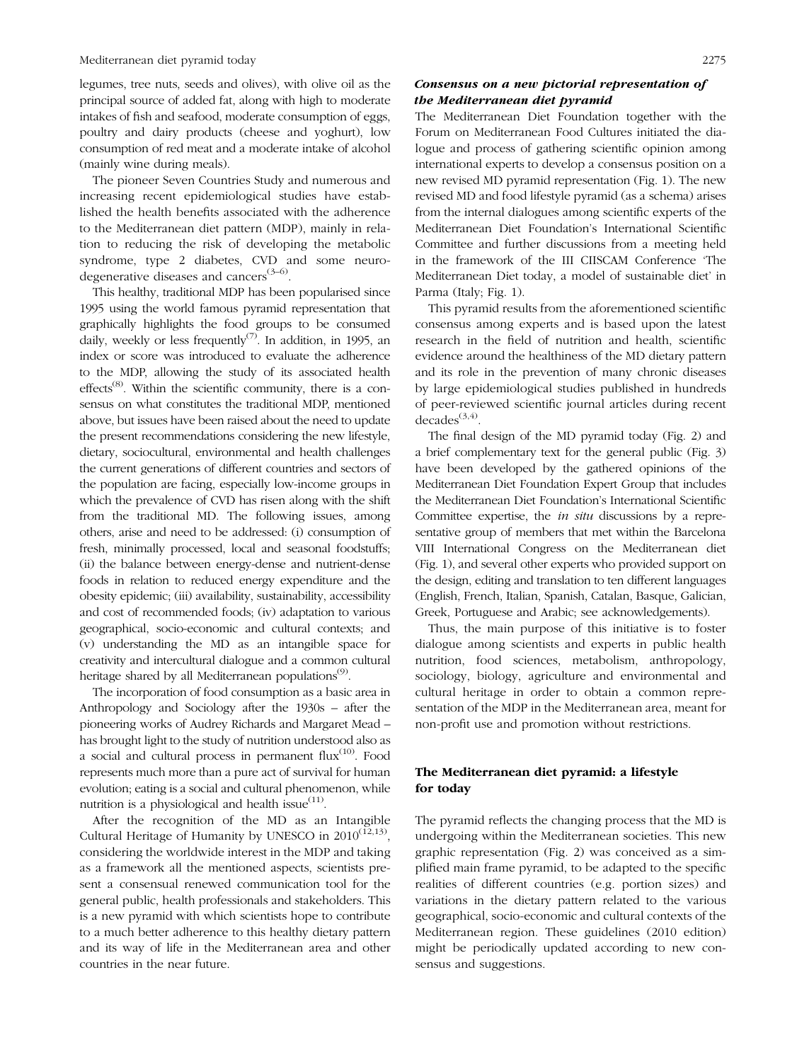legumes, tree nuts, seeds and olives), with olive oil as the principal source of added fat, along with high to moderate intakes of fish and seafood, moderate consumption of eggs, poultry and dairy products (cheese and yoghurt), low consumption of red meat and a moderate intake of alcohol (mainly wine during meals).

The pioneer Seven Countries Study and numerous and increasing recent epidemiological studies have established the health benefits associated with the adherence to the Mediterranean diet pattern (MDP), mainly in relation to reducing the risk of developing the metabolic syndrome, type 2 diabetes, CVD and some neurodegenerative diseases and cancers[3–6].

This healthy, traditional MDP has been popularised since 1995 using the world famous pyramid representation that graphically highlights the food groups to be consumed daily, weekly or less frequently[7]. In addition, in 1995, an index or score was introduced to evaluate the adherence to the MDP, allowing the study of its associated health effects[8]. Within the scientific community, there is a consensus on what constitutes the traditional MDP, mentioned above, but issues have been raised about the need to update the present recommendations considering the new lifestyle, dietary, sociocultural, environmental and health challenges the current generations of different countries and sectors of the population are facing, especially low-income groups in which the prevalence of CVD has risen along with the shift from the traditional MD. The following issues, among others, arise and need to be addressed: (i) consumption of fresh, minimally processed, local and seasonal foodstuffs; (ii) the balance between energy-dense and nutrient-dense foods in relation to reduced energy expenditure and the obesity epidemic; (iii) availability, sustainability, accessibility and cost of recommended foods; (iv) adaptation to various geographical, socio-economic and cultural contexts; and (v) understanding the MD as an intangible space for creativity and intercultural dialogue and a common cultural heritage shared by all Mediterranean populations[9].

The incorporation of food consumption as a basic area in Anthropology and Sociology after the 1930s – after the pioneering works of Audrey Richards and Margaret Mead – has brought light to the study of nutrition understood also as a social and cultural process in permanent flux[10]. Food represents much more than a pure act of survival for human evolution; eating is a social and cultural phenomenon, while nutrition is a physiological and health issue[11].

After the recognition of the MD as an Intangible Cultural Heritage of Humanity by UNESCO in 2010[12,13], considering the worldwide interest in the MDP and taking as a framework all the mentioned aspects, scientists present a consensual renewed communication tool for the general public, health professionals and stakeholders. This is a new pyramid with which scientists hope to contribute to a much better adherence to this healthy dietary pattern and its way of life in the Mediterranean area and other countries in the near future.

### *Consensus on a new pictorial representation of the Mediterranean diet pyramid*

The Mediterranean Diet Foundation together with the Forum on Mediterranean Food Cultures initiated the dialogue and process of gathering scientific opinion among international experts to develop a consensus position on a new revised MD pyramid representation (Fig. 1). The new revised MD and food lifestyle pyramid (as a schema) arises from the internal dialogues among scientific experts of the Mediterranean Diet Foundation's International Scientific Committee and further discussions from a meeting held in the framework of the III CIISCAM Conference 'The Mediterranean Diet today, a model of sustainable diet' in Parma (Italy; Fig. 1).

This pyramid results from the aforementioned scientific consensus among experts and is based upon the latest research in the field of nutrition and health, scientific evidence around the healthiness of the MD dietary pattern and its role in the prevention of many chronic diseases by large epidemiological studies published in hundreds of peer-reviewed scientific journal articles during recent decades[3,4].

The final design of the MD pyramid today (Fig. 2) and a brief complementary text for the general public (Fig. 3) have been developed by the gathered opinions of the Mediterranean Diet Foundation Expert Group that includes the Mediterranean Diet Foundation's International Scientific Committee expertise, the *in situ* discussions by a representative group of members that met within the Barcelona VIII International Congress on the Mediterranean diet (Fig. 1), and several other experts who provided support on the design, editing and translation to ten different languages (English, French, Italian, Spanish, Catalan, Basque, Galician, Greek, Portuguese and Arabic; see acknowledgements).

Thus, the main purpose of this initiative is to foster dialogue among scientists and experts in public health nutrition, food sciences, metabolism, anthropology, sociology, biology, agriculture and environmental and cultural heritage in order to obtain a common representation of the MDP in the Mediterranean area, meant for non-profit use and promotion without restrictions.

## The Mediterranean diet pyramid: a lifestyle for today

The pyramid reflects the changing process that the MD is undergoing within the Mediterranean societies. This new graphic representation (Fig. 2) was conceived as a simplified main frame pyramid, to be adapted to the specific realities of different countries (e.g. portion sizes) and variations in the dietary pattern related to the various geographical, socio-economic and cultural contexts of the Mediterranean region. These guidelines (2010 edition) might be periodically updated according to new consensus and suggestions.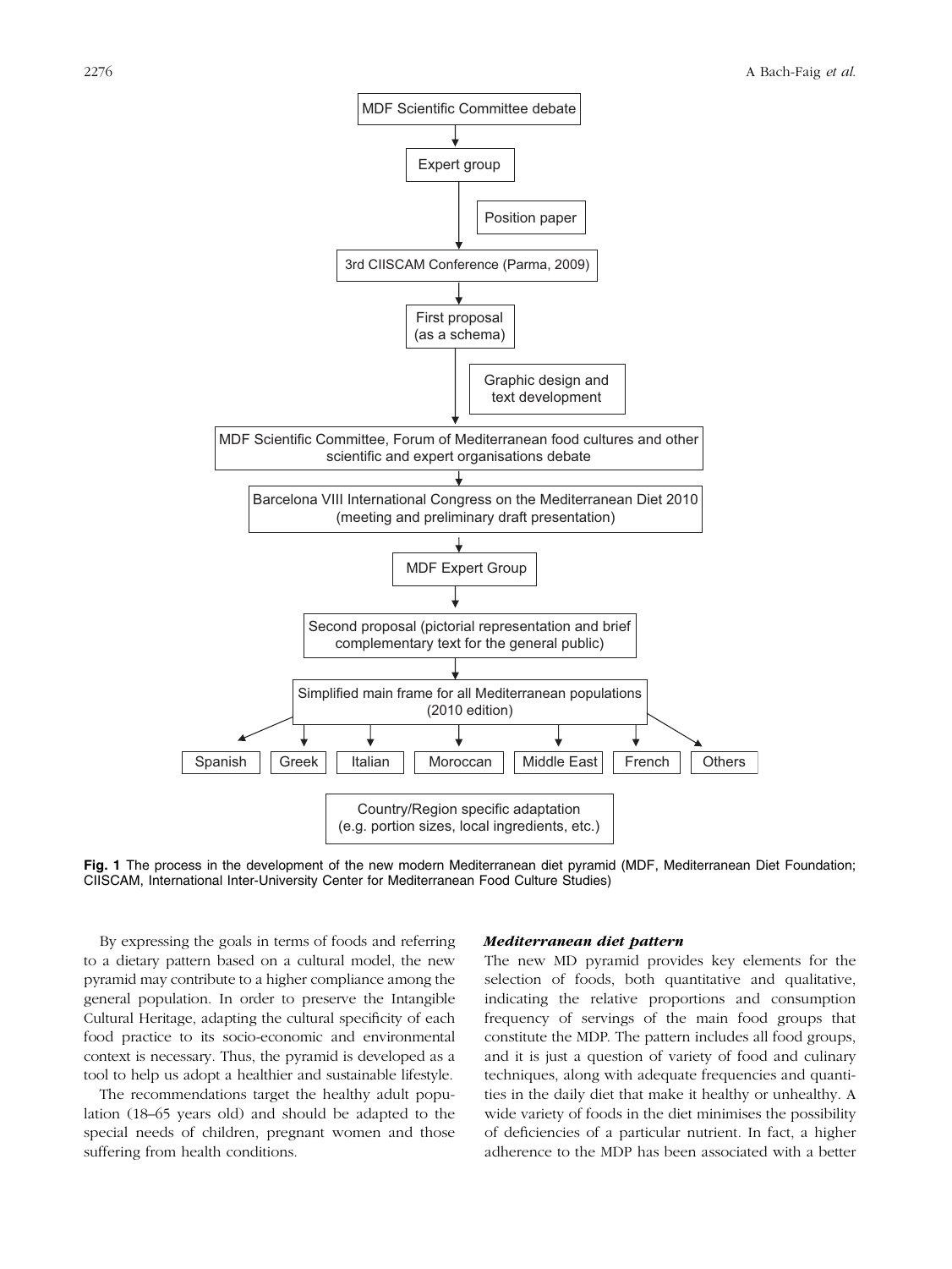MDF Scientific Committee debate

Expert group

Position paper

3rd CIISCAM Conference (Parma, 2009)

First proposal (as a schema)

Graphic design and text development

MDF Scientific Committee, Forum of Mediterranean food cultures and other scientific and expert organisations debate

Barcelona VIII International Congress on the Mediterranean Diet 2010 (meeting and preliminary draft presentation)

MDF Expert Group

Second proposal (pictorial representation and brief complementary text for the general public)

Simplified main frame for all Mediterranean populations (2010 edition)

Spanish | Greek | Italian | Moroccan | Middle East | French | Others

Country/Region specific adaptation (e.g. portion sizes, local ingredients, etc.)

**Fig. 1** The process in the development of the new modern Mediterranean diet pyramid (MDF, Mediterranean Diet Foundation; CIISCAM, International Inter-University Center for Mediterranean Food Culture Studies)

By expressing the goals in terms of foods and referring to a dietary pattern based on a cultural model, the new pyramid may contribute to a higher compliance among the general population. In order to preserve the Intangible Cultural Heritage, adapting the cultural specificity of each food practice to its socio-economic and environmental context is necessary. Thus, the pyramid is developed as a tool to help us adopt a healthier and sustainable lifestyle.

The recommendations target the healthy adult population (18–65 years old) and should be adapted to the special needs of children, pregnant women and those suffering from health conditions.

### *Mediterranean diet pattern*

The new MD pyramid provides key elements for the selection of foods, both quantitative and qualitative, indicating the relative proportions and consumption frequency of servings of the main food groups that constitute the MDP. The pattern includes all food groups, and it is just a question of variety of food and culinary techniques, along with adequate frequencies and quantities in the daily diet that make it healthy or unhealthy. A wide variety of foods in the diet minimises the possibility of deficiencies of a particular nutrient. In fact, a higher adherence to the MDP has been associated with a better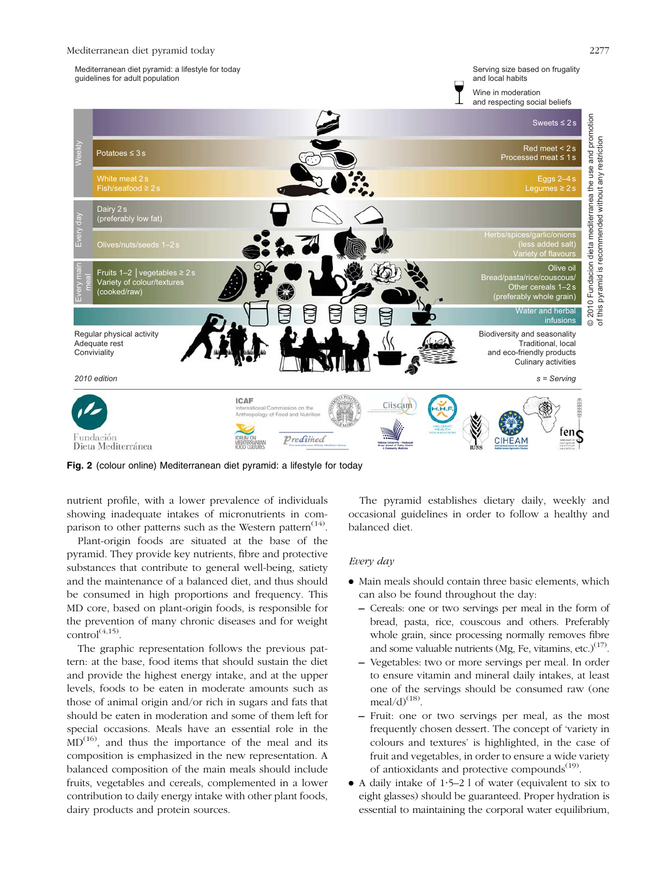Mediterranean diet pyramid: a lifestyle for today
guidelines for adult population

Serving size based on frugality and local habits

Wine in moderation and respecting social beliefs

Weekly

Sweets ≤ 2 s

Potatoes ≤ 3 s

Red meat < 2 s
Processed meat ≤ 1 s

White meat 2 s
Fish/seafood ≥ 2 s

Eggs 2–4 s
Legumes ≥ 2 s

Every day

Dairy 2 s
(preferably low fat)

Olives/nuts/seeds 1–2 s

Herbs/spices/garlic/onions
(less added salt)
Variety of flavours

Every main meal

Fruits 1–2 | vegetables ≥ 2 s
Variety of colour/textures
(cooked/raw)

Olive oil
Bread/pasta/rice/couscous/
Other cereals 1–2 s
(preferably whole grain)

Water and herbal infusions

Regular physical activity
Adequate rest
Conviviality

Biodiversity and seasonality
Traditional, local and eco-friendly products
Culinary activities

2010 edition

s = Serving

© 2010 Fundacion dieta mediterranea the use and promotion of this pyramid is recommended without any restriction

Fundación Dieta Mediterránea

ICAF International Commission on the Anthropology of Food and Nutrition

Ciiscam

H.H.F. Hellenic Health Foundation

Forum on Mediterranean Food Cultures

Predimed

IUNS

CIHEAM

fens

**Fig. 2** (colour online) Mediterranean diet pyramid: a lifestyle for today

nutrient profile, with a lower prevalence of individuals showing inadequate intakes of micronutrients in comparison to other patterns such as the Western pattern[14].

Plant-origin foods are situated at the base of the pyramid. They provide key nutrients, fibre and protective substances that contribute to general well-being, satiety and the maintenance of a balanced diet, and thus should be consumed in high proportions and frequency. This MD core, based on plant-origin foods, is responsible for the prevention of many chronic diseases and for weight control[4,15].

The graphic representation follows the previous pattern: at the base, food items that should sustain the diet and provide the highest energy intake, and at the upper levels, foods to be eaten in moderate amounts such as those of animal origin and/or rich in sugars and fats that should be eaten in moderation and some of them left for special occasions. Meals have an essential role in the MD[16], and thus the importance of the meal and its composition is emphasized in the new representation. A balanced composition of the main meals should include fruits, vegetables and cereals, complemented in a lower contribution to daily energy intake with other plant foods, dairy products and protein sources.

The pyramid establishes dietary daily, weekly and occasional guidelines in order to follow a healthy and balanced diet.

*Every day*

- Main meals should contain three basic elements, which can also be found throughout the day:
  - Cereals: one or two servings per meal in the form of bread, pasta, rice, couscous and others. Preferably whole grain, since processing normally removes fibre and some valuable nutrients (Mg, Fe, vitamins, etc.)[17].
  - Vegetables: two or more servings per meal. In order to ensure vitamin and mineral daily intakes, at least one of the servings should be consumed raw (one meal/d)[18].
  - Fruit: one or two servings per meal, as the most frequently chosen dessert. The concept of 'variety in colours and textures' is highlighted, in the case of fruit and vegetables, in order to ensure a wide variety of antioxidants and protective compounds[19].
- A daily intake of 1·5–2 l of water (equivalent to six to eight glasses) should be guaranteed. Proper hydration is essential to maintaining the corporal water equilibrium,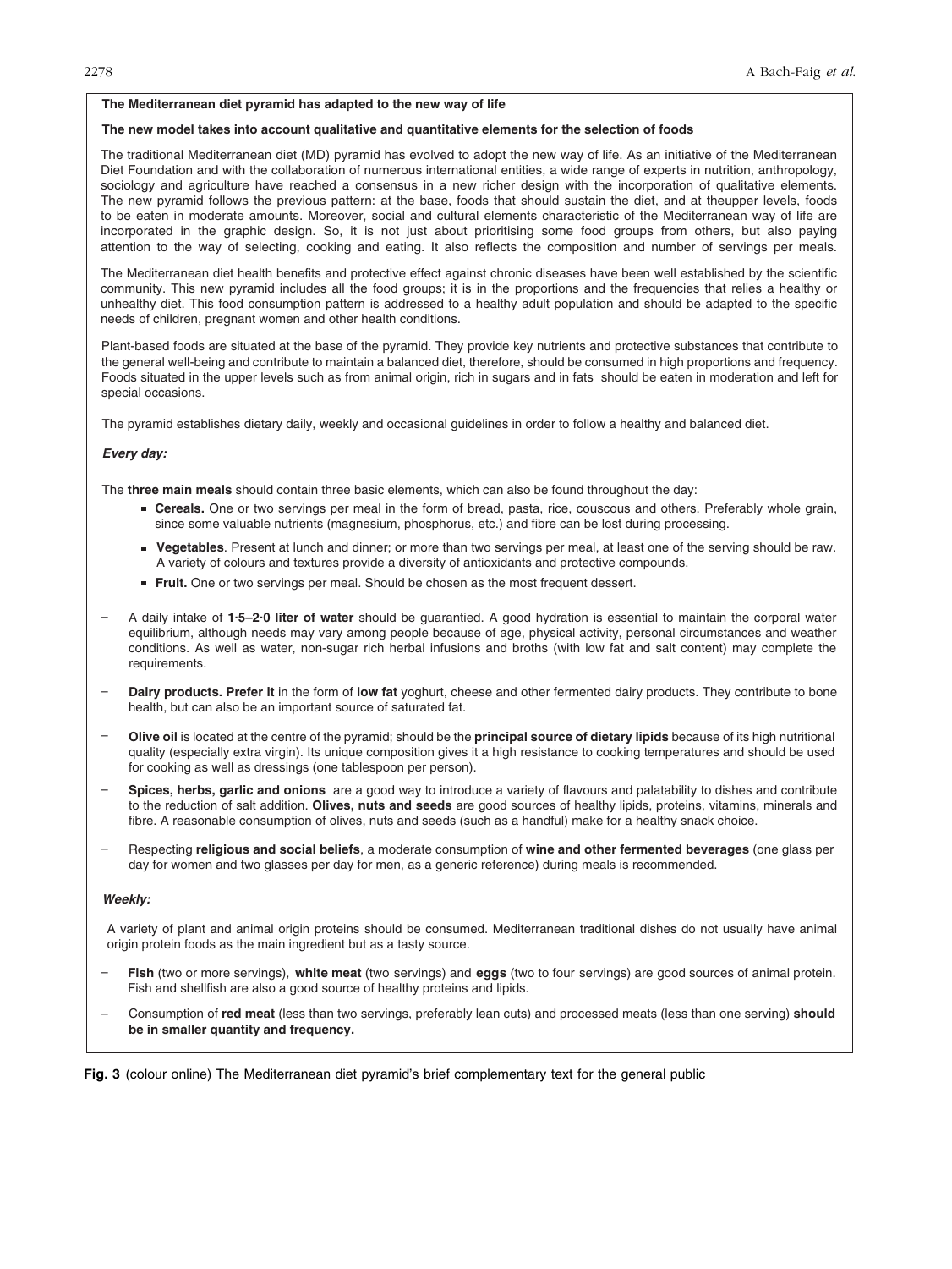**The Mediterranean diet pyramid has adapted to the new way of life**

**The new model takes into account qualitative and quantitative elements for the selection of foods**

The traditional Mediterranean diet (MD) pyramid has evolved to adopt the new way of life. As an initiative of the Mediterranean Diet Foundation and with the collaboration of numerous international entities, a wide range of experts in nutrition, anthropology, sociology and agriculture have reached a consensus in a new richer design with the incorporation of qualitative elements. The new pyramid follows the previous pattern: at the base, foods that should sustain the diet, and at theupper levels, foods to be eaten in moderate amounts. Moreover, social and cultural elements characteristic of the Mediterranean way of life are incorporated in the graphic design. So, it is not just about prioritising some food groups from others, but also paying attention to the way of selecting, cooking and eating. It also reflects the composition and number of servings per meals.

The Mediterranean diet health benefits and protective effect against chronic diseases have been well established by the scientific community. This new pyramid includes all the food groups; it is in the proportions and the frequencies that relies a healthy or unhealthy diet. This food consumption pattern is addressed to a healthy adult population and should be adapted to the specific needs of children, pregnant women and other health conditions.

Plant-based foods are situated at the base of the pyramid. They provide key nutrients and protective substances that contribute to the general well-being and contribute to maintain a balanced diet, therefore, should be consumed in high proportions and frequency. Foods situated in the upper levels such as from animal origin, rich in sugars and in fats should be eaten in moderation and left for special occasions.

The pyramid establishes dietary daily, weekly and occasional guidelines in order to follow a healthy and balanced diet.

***Every day:***

The **three main meals** should contain three basic elements, which can also be found throughout the day:

- **Cereals.** One or two servings per meal in the form of bread, pasta, rice, couscous and others. Preferably whole grain, since some valuable nutrients (magnesium, phosphorus, etc.) and fibre can be lost during processing.
- **Vegetables**. Present at lunch and dinner; or more than two servings per meal, at least one of the serving should be raw. A variety of colours and textures provide a diversity of antioxidants and protective compounds.
- **Fruit.** One or two servings per meal. Should be chosen as the most frequent dessert.

– A daily intake of **1·5–2·0 liter of water** should be guarantied. A good hydration is essential to maintain the corporal water equilibrium, although needs may vary among people because of age, physical activity, personal circumstances and weather conditions. As well as water, non-sugar rich herbal infusions and broths (with low fat and salt content) may complete the requirements.

– **Dairy products. Prefer it** in the form of **low fat** yoghurt, cheese and other fermented dairy products. They contribute to bone health, but can also be an important source of saturated fat.

– **Olive oil** is located at the centre of the pyramid; should be the **principal source of dietary lipids** because of its high nutritional quality (especially extra virgin). Its unique composition gives it a high resistance to cooking temperatures and should be used for cooking as well as dressings (one tablespoon per person).

– **Spices, herbs, garlic and onions** are a good way to introduce a variety of flavours and palatability to dishes and contribute to the reduction of salt addition. **Olives, nuts and seeds** are good sources of healthy lipids, proteins, vitamins, minerals and fibre. A reasonable consumption of olives, nuts and seeds (such as a handful) make for a healthy snack choice.

– Respecting **religious and social beliefs**, a moderate consumption of **wine and other fermented beverages** (one glass per day for women and two glasses per day for men, as a generic reference) during meals is recommended.

***Weekly:***

A variety of plant and animal origin proteins should be consumed. Mediterranean traditional dishes do not usually have animal origin protein foods as the main ingredient but as a tasty source.

– **Fish** (two or more servings), **white meat** (two servings) and **eggs** (two to four servings) are good sources of animal protein. Fish and shellfish are also a good source of healthy proteins and lipids.

– Consumption of **red meat** (less than two servings, preferably lean cuts) and processed meats (less than one serving) **should be in smaller quantity and frequency.**

**Fig. 3** (colour online) The Mediterranean diet pyramid's brief complementary text for the general public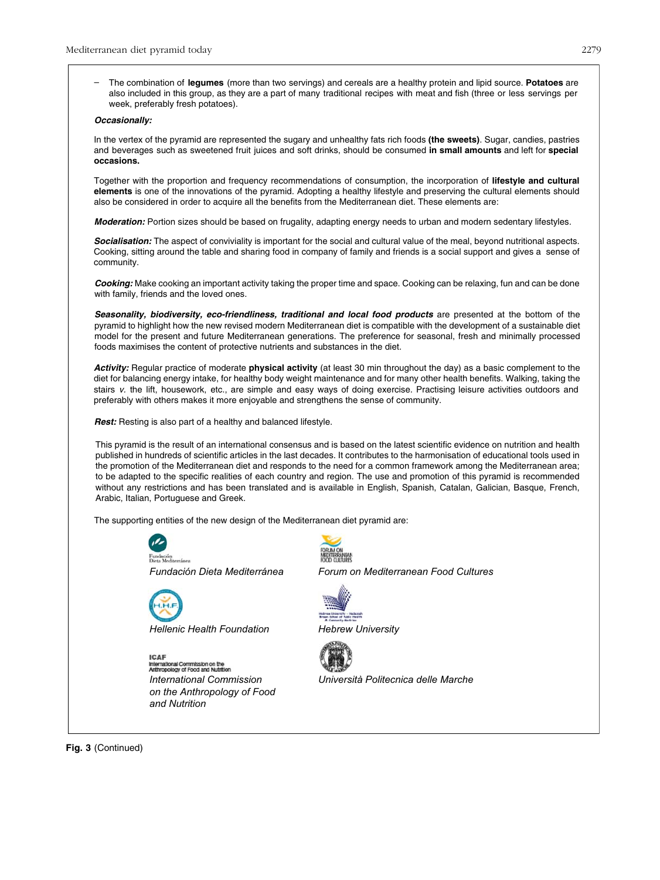- The combination of **legumes** (more than two servings) and cereals are a healthy protein and lipid source. **Potatoes** are also included in this group, as they are a part of many traditional recipes with meat and fish (three or less servings per week, preferably fresh potatoes).

***Occasionally:***

In the vertex of the pyramid are represented the sugary and unhealthy fats rich foods **(the sweets)**. Sugar, candies, pastries and beverages such as sweetened fruit juices and soft drinks, should be consumed **in small amounts** and left for **special occasions.**

Together with the proportion and frequency recommendations of consumption, the incorporation of **lifestyle and cultural elements** is one of the innovations of the pyramid. Adopting a healthy lifestyle and preserving the cultural elements should also be considered in order to acquire all the benefits from the Mediterranean diet. These elements are:

***Moderation:*** Portion sizes should be based on frugality, adapting energy needs to urban and modern sedentary lifestyles.

***Socialisation:*** The aspect of conviviality is important for the social and cultural value of the meal, beyond nutritional aspects. Cooking, sitting around the table and sharing food in company of family and friends is a social support and gives a sense of community.

***Cooking:*** Make cooking an important activity taking the proper time and space. Cooking can be relaxing, fun and can be done with family, friends and the loved ones.

***Seasonality, biodiversity, eco-friendliness, traditional and local food products*** are presented at the bottom of the pyramid to highlight how the new revised modern Mediterranean diet is compatible with the development of a sustainable diet model for the present and future Mediterranean generations. The preference for seasonal, fresh and minimally processed foods maximises the content of protective nutrients and substances in the diet.

***Activity:*** Regular practice of moderate **physical activity** (at least 30 min throughout the day) as a basic complement to the diet for balancing energy intake, for healthy body weight maintenance and for many other health benefits. Walking, taking the stairs *v.* the lift, housework, etc., are simple and easy ways of doing exercise. Practising leisure activities outdoors and preferably with others makes it more enjoyable and strengthens the sense of community.

***Rest:*** Resting is also part of a healthy and balanced lifestyle.

This pyramid is the result of an international consensus and is based on the latest scientific evidence on nutrition and health published in hundreds of scientific articles in the last decades. It contributes to the harmonisation of educational tools used in the promotion of the Mediterranean diet and responds to the need for a common framework among the Mediterranean area; to be adapted to the specific realities of each country and region. The use and promotion of this pyramid is recommended without any restrictions and has been translated and is available in English, Spanish, Catalan, Galician, Basque, French, Arabic, Italian, Portuguese and Greek.

The supporting entities of the new design of the Mediterranean diet pyramid are:

*Fundación Dieta Mediterránea*

*Forum on Mediterranean Food Cultures*

*Hellenic Health Foundation*

*Hebrew University*

*International Commission on the Anthropology of Food and Nutrition*

*Università Politecnica delle Marche*

**Fig. 3** (Continued)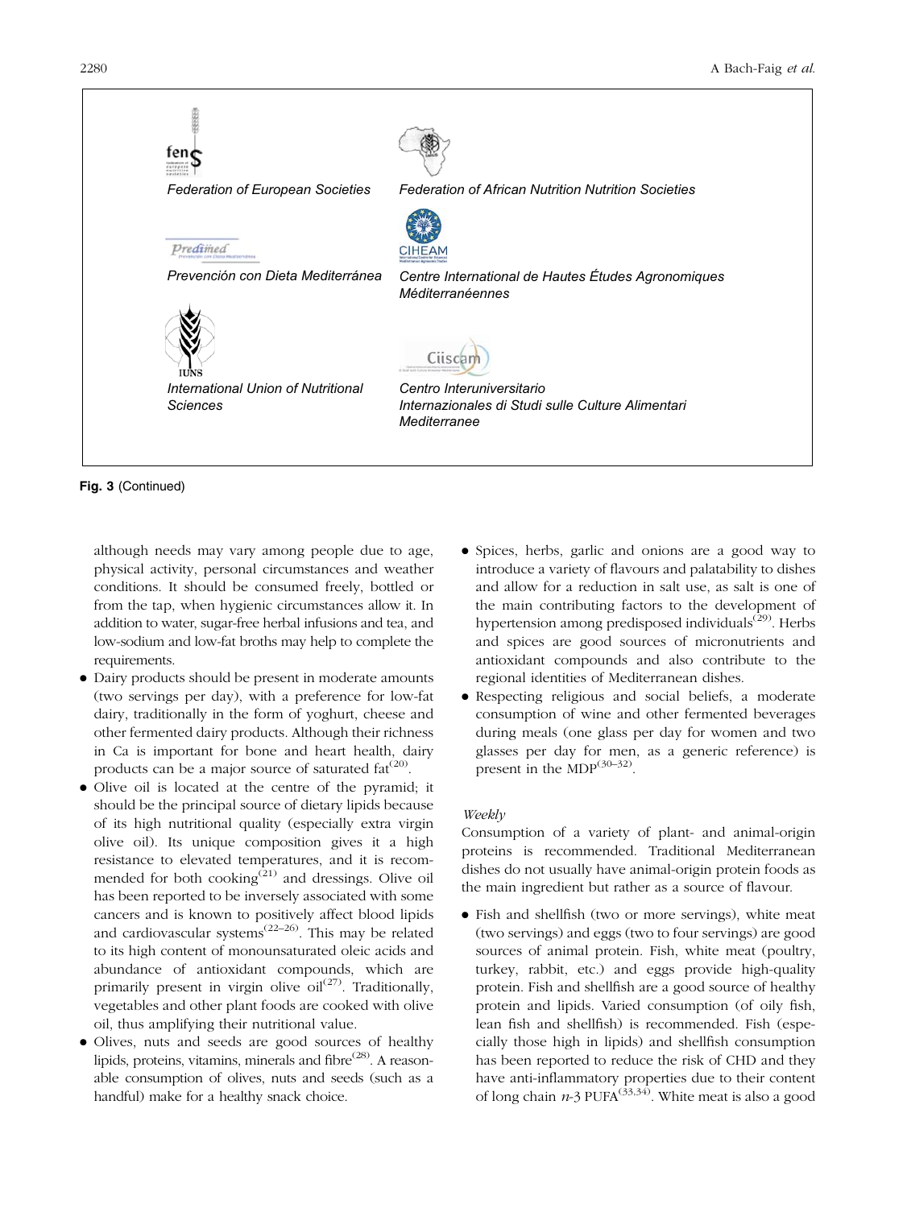Federation of European Societies

Federation of African Nutrition Nutrition Societies

Prevención con Dieta Mediterránea

Centre International de Hautes Études Agronomiques Méditerranéennes

International Union of Nutritional Sciences

Centro Interuniversitario Internazionales di Studi sulle Culture Alimentari Mediterranee

**Fig. 3** (Continued)

although needs may vary among people due to age, physical activity, personal circumstances and weather conditions. It should be consumed freely, bottled or from the tap, when hygienic circumstances allow it. In addition to water, sugar-free herbal infusions and tea, and low-sodium and low-fat broths may help to complete the requirements.

- Dairy products should be present in moderate amounts (two servings per day), with a preference for low-fat dairy, traditionally in the form of yoghurt, cheese and other fermented dairy products. Although their richness in Ca is important for bone and heart health, dairy products can be a major source of saturated fat[20].
- Olive oil is located at the centre of the pyramid; it should be the principal source of dietary lipids because of its high nutritional quality (especially extra virgin olive oil). Its unique composition gives it a high resistance to elevated temperatures, and it is recommended for both cooking[21] and dressings. Olive oil has been reported to be inversely associated with some cancers and is known to positively affect blood lipids and cardiovascular systems[22–26]. This may be related to its high content of monounsaturated oleic acids and abundance of antioxidant compounds, which are primarily present in virgin olive oil[27]. Traditionally, vegetables and other plant foods are cooked with olive oil, thus amplifying their nutritional value.
- Olives, nuts and seeds are good sources of healthy lipids, proteins, vitamins, minerals and fibre[28]. A reasonable consumption of olives, nuts and seeds (such as a handful) make for a healthy snack choice.
- Spices, herbs, garlic and onions are a good way to introduce a variety of flavours and palatability to dishes and allow for a reduction in salt use, as salt is one of the main contributing factors to the development of hypertension among predisposed individuals[29]. Herbs and spices are good sources of micronutrients and antioxidant compounds and also contribute to the regional identities of Mediterranean dishes.
- Respecting religious and social beliefs, a moderate consumption of wine and other fermented beverages during meals (one glass per day for women and two glasses per day for men, as a generic reference) is present in the MDP[30–32].

*Weekly*

Consumption of a variety of plant- and animal-origin proteins is recommended. Traditional Mediterranean dishes do not usually have animal-origin protein foods as the main ingredient but rather as a source of flavour.

- Fish and shellfish (two or more servings), white meat (two servings) and eggs (two to four servings) are good sources of animal protein. Fish, white meat (poultry, turkey, rabbit, etc.) and eggs provide high-quality protein. Fish and shellfish are a good source of healthy protein and lipids. Varied consumption (of oily fish, lean fish and shellfish) is recommended. Fish (especially those high in lipids) and shellfish consumption has been reported to reduce the risk of CHD and they have anti-inflammatory properties due to their content of long chain $n$-3 PUFA[33,34]. White meat is also a good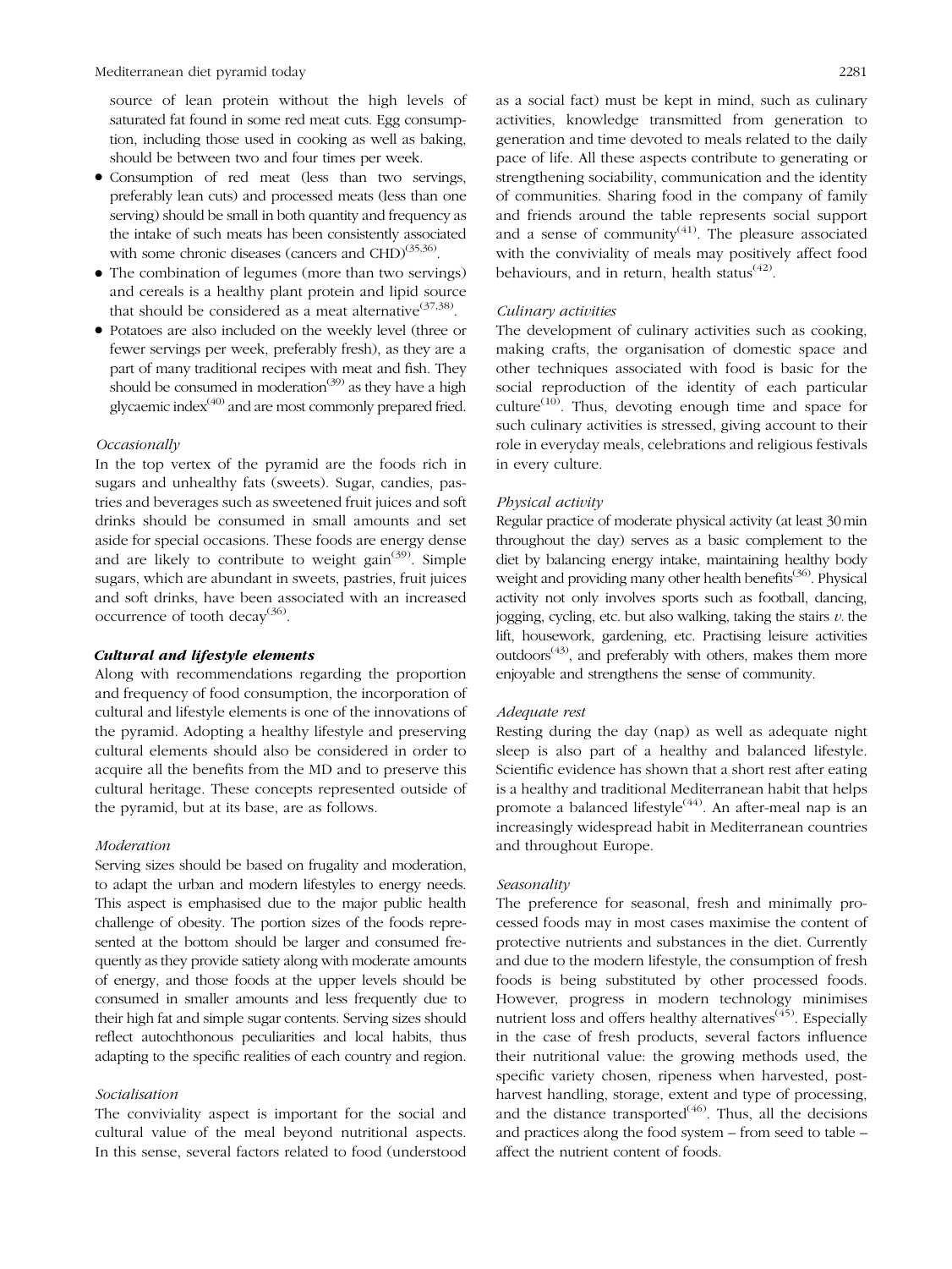source of lean protein without the high levels of saturated fat found in some red meat cuts. Egg consumption, including those used in cooking as well as baking, should be between two and four times per week.

- Consumption of red meat (less than two servings, preferably lean cuts) and processed meats (less than one serving) should be small in both quantity and frequency as the intake of such meats has been consistently associated with some chronic diseases (cancers and CHD)[35,36].
- The combination of legumes (more than two servings) and cereals is a healthy plant protein and lipid source that should be considered as a meat alternative[37,38].
- Potatoes are also included on the weekly level (three or fewer servings per week, preferably fresh), as they are a part of many traditional recipes with meat and fish. They should be consumed in moderation[39] as they have a high glycaemic index[40] and are most commonly prepared fried.

#### *Occasionally*

In the top vertex of the pyramid are the foods rich in sugars and unhealthy fats (sweets). Sugar, candies, pastries and beverages such as sweetened fruit juices and soft drinks should be consumed in small amounts and set aside for special occasions. These foods are energy dense and are likely to contribute to weight gain[39]. Simple sugars, which are abundant in sweets, pastries, fruit juices and soft drinks, have been associated with an increased occurrence of tooth decay[36].

### *Cultural and lifestyle elements*

Along with recommendations regarding the proportion and frequency of food consumption, the incorporation of cultural and lifestyle elements is one of the innovations of the pyramid. Adopting a healthy lifestyle and preserving cultural elements should also be considered in order to acquire all the benefits from the MD and to preserve this cultural heritage. These concepts represented outside of the pyramid, but at its base, are as follows.

#### *Moderation*

Serving sizes should be based on frugality and moderation, to adapt the urban and modern lifestyles to energy needs. This aspect is emphasised due to the major public health challenge of obesity. The portion sizes of the foods represented at the bottom should be larger and consumed frequently as they provide satiety along with moderate amounts of energy, and those foods at the upper levels should be consumed in smaller amounts and less frequently due to their high fat and simple sugar contents. Serving sizes should reflect autochthonous peculiarities and local habits, thus adapting to the specific realities of each country and region.

#### *Socialisation*

The conviviality aspect is important for the social and cultural value of the meal beyond nutritional aspects. In this sense, several factors related to food (understood as a social fact) must be kept in mind, such as culinary activities, knowledge transmitted from generation to generation and time devoted to meals related to the daily pace of life. All these aspects contribute to generating or strengthening sociability, communication and the identity of communities. Sharing food in the company of family and friends around the table represents social support and a sense of community[41]. The pleasure associated with the conviviality of meals may positively affect food behaviours, and in return, health status[42].

#### *Culinary activities*

The development of culinary activities such as cooking, making crafts, the organisation of domestic space and other techniques associated with food is basic for the social reproduction of the identity of each particular culture[10]. Thus, devoting enough time and space for such culinary activities is stressed, giving account to their role in everyday meals, celebrations and religious festivals in every culture.

#### *Physical activity*

Regular practice of moderate physical activity (at least 30 min throughout the day) serves as a basic complement to the diet by balancing energy intake, maintaining healthy body weight and providing many other health benefits[36]. Physical activity not only involves sports such as football, dancing, jogging, cycling, etc. but also walking, taking the stairs *v.* the lift, housework, gardening, etc. Practising leisure activities outdoors[43], and preferably with others, makes them more enjoyable and strengthens the sense of community.

#### *Adequate rest*

Resting during the day (nap) as well as adequate night sleep is also part of a healthy and balanced lifestyle. Scientific evidence has shown that a short rest after eating is a healthy and traditional Mediterranean habit that helps promote a balanced lifestyle[44]. An after-meal nap is an increasingly widespread habit in Mediterranean countries and throughout Europe.

#### *Seasonality*

The preference for seasonal, fresh and minimally processed foods may in most cases maximise the content of protective nutrients and substances in the diet. Currently and due to the modern lifestyle, the consumption of fresh foods is being substituted by other processed foods. However, progress in modern technology minimises nutrient loss and offers healthy alternatives[45]. Especially in the case of fresh products, several factors influence their nutritional value: the growing methods used, the specific variety chosen, ripeness when harvested, post-harvest handling, storage, extent and type of processing, and the distance transported[46]. Thus, all the decisions and practices along the food system – from seed to table – affect the nutrient content of foods.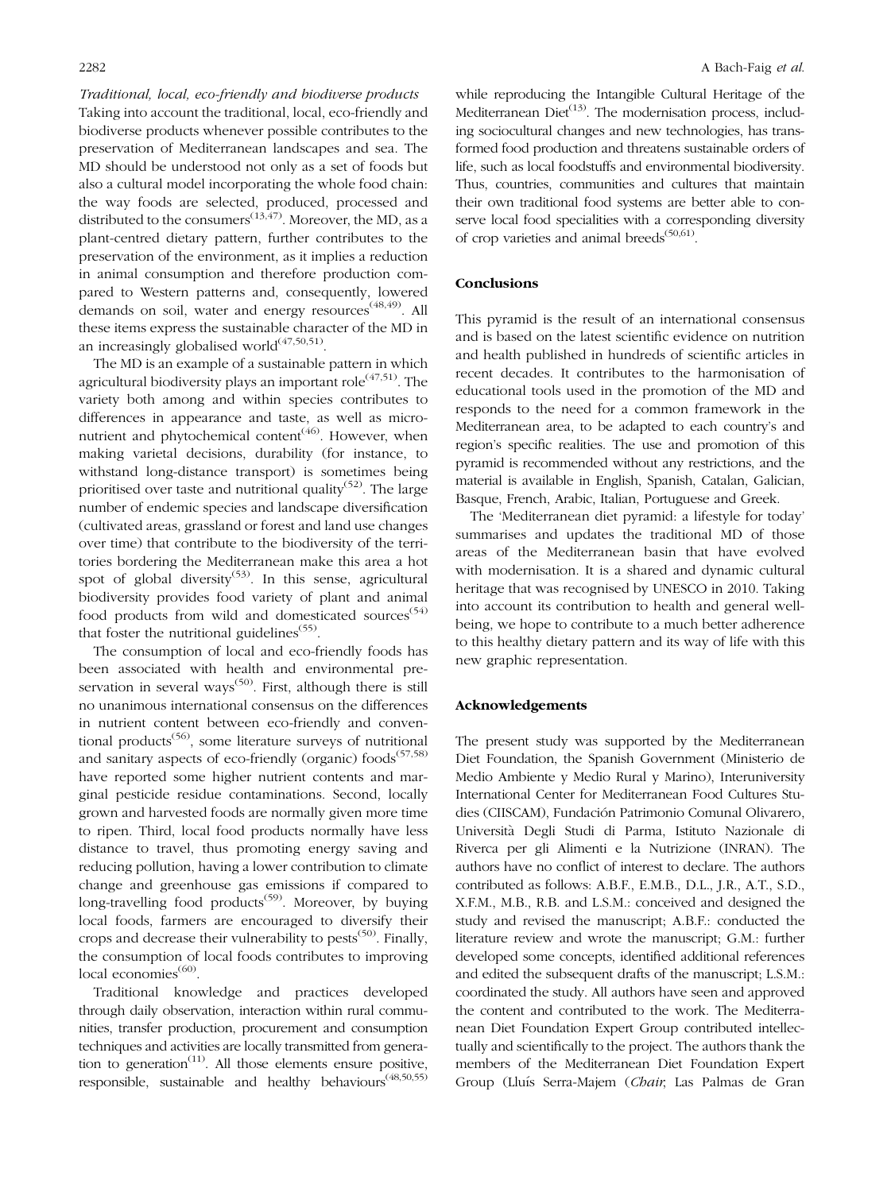*Traditional, local, eco-friendly and biodiverse products*

Taking into account the traditional, local, eco-friendly and biodiverse products whenever possible contributes to the preservation of Mediterranean landscapes and sea. The MD should be understood not only as a set of foods but also a cultural model incorporating the whole food chain: the way foods are selected, produced, processed and distributed to the consumers[13,47]. Moreover, the MD, as a plant-centred dietary pattern, further contributes to the preservation of the environment, as it implies a reduction in animal consumption and therefore production compared to Western patterns and, consequently, lowered demands on soil, water and energy resources[48,49]. All these items express the sustainable character of the MD in an increasingly globalised world[47,50,51].

The MD is an example of a sustainable pattern in which agricultural biodiversity plays an important role[47,51]. The variety both among and within species contributes to differences in appearance and taste, as well as micronutrient and phytochemical content[46]. However, when making varietal decisions, durability (for instance, to withstand long-distance transport) is sometimes being prioritised over taste and nutritional quality[52]. The large number of endemic species and landscape diversification (cultivated areas, grassland or forest and land use changes over time) that contribute to the biodiversity of the territories bordering the Mediterranean make this area a hot spot of global diversity[53]. In this sense, agricultural biodiversity provides food variety of plant and animal food products from wild and domesticated sources[54] that foster the nutritional guidelines[55].

The consumption of local and eco-friendly foods has been associated with health and environmental preservation in several ways[50]. First, although there is still no unanimous international consensus on the differences in nutrient content between eco-friendly and conventional products[56], some literature surveys of nutritional and sanitary aspects of eco-friendly (organic) foods[57,58] have reported some higher nutrient contents and marginal pesticide residue contaminations. Second, locally grown and harvested foods are normally given more time to ripen. Third, local food products normally have less distance to travel, thus promoting energy saving and reducing pollution, having a lower contribution to climate change and greenhouse gas emissions if compared to long-travelling food products[59]. Moreover, by buying local foods, farmers are encouraged to diversify their crops and decrease their vulnerability to pests[50]. Finally, the consumption of local foods contributes to improving local economies[60].

Traditional knowledge and practices developed through daily observation, interaction within rural communities, transfer production, procurement and consumption techniques and activities are locally transmitted from generation to generation[11]. All those elements ensure positive, responsible, sustainable and healthy behaviours[48,50,55] while reproducing the Intangible Cultural Heritage of the Mediterranean Diet[13]. The modernisation process, including sociocultural changes and new technologies, has transformed food production and threatens sustainable orders of life, such as local foodstuffs and environmental biodiversity. Thus, countries, communities and cultures that maintain their own traditional food systems are better able to conserve local food specialities with a corresponding diversity of crop varieties and animal breeds[50,61].

## Conclusions

This pyramid is the result of an international consensus and is based on the latest scientific evidence on nutrition and health published in hundreds of scientific articles in recent decades. It contributes to the harmonisation of educational tools used in the promotion of the MD and responds to the need for a common framework in the Mediterranean area, to be adapted to each country's and region's specific realities. The use and promotion of this pyramid is recommended without any restrictions, and the material is available in English, Spanish, Catalan, Galician, Basque, French, Arabic, Italian, Portuguese and Greek.

The 'Mediterranean diet pyramid: a lifestyle for today' summarises and updates the traditional MD of those areas of the Mediterranean basin that have evolved with modernisation. It is a shared and dynamic cultural heritage that was recognised by UNESCO in 2010. Taking into account its contribution to health and general well-being, we hope to contribute to a much better adherence to this healthy dietary pattern and its way of life with this new graphic representation.

## Acknowledgements

The present study was supported by the Mediterranean Diet Foundation, the Spanish Government (Ministerio de Medio Ambiente y Medio Rural y Marino), Interuniversity International Center for Mediterranean Food Cultures Studies (CIISCAM), Fundación Patrimonio Comunal Olivarero, Università Degli Studi di Parma, Istituto Nazionale di Riverca per gli Alimenti e la Nutrizione (INRAN). The authors have no conflict of interest to declare. The authors contributed as follows: A.B.F., E.M.B., D.L., J.R., A.T., S.D., X.F.M., M.B., R.B. and L.S.M.: conceived and designed the study and revised the manuscript; A.B.F.: conducted the literature review and wrote the manuscript; G.M.: further developed some concepts, identified additional references and edited the subsequent drafts of the manuscript; L.S.M.: coordinated the study. All authors have seen and approved the content and contributed to the work. The Mediterranean Diet Foundation Expert Group contributed intellectually and scientifically to the project. The authors thank the members of the Mediterranean Diet Foundation Expert Group (Lluís Serra-Majem (*Chair*, Las Palmas de Gran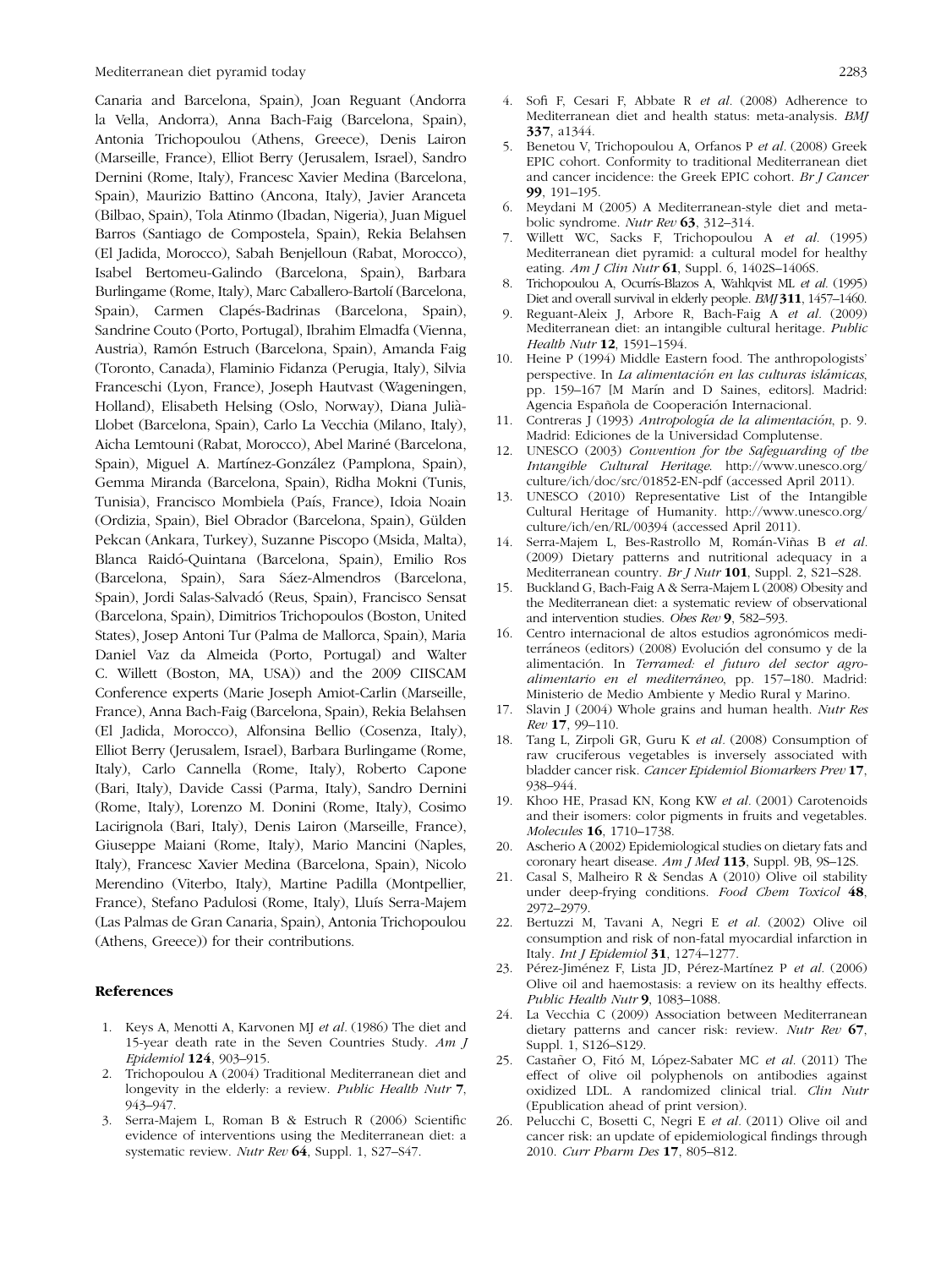Canaria and Barcelona, Spain), Joan Reguant (Andorra la Vella, Andorra), Anna Bach-Faig (Barcelona, Spain), Antonia Trichopoulou (Athens, Greece), Denis Lairon (Marseille, France), Elliot Berry (Jerusalem, Israel), Sandro Dernini (Rome, Italy), Francesc Xavier Medina (Barcelona, Spain), Maurizio Battino (Ancona, Italy), Javier Aranceta (Bilbao, Spain), Tola Atinmo (Ibadan, Nigeria), Juan Miguel Barros (Santiago de Compostela, Spain), Rekia Belahsen (El Jadida, Morocco), Sabah Benjelloun (Rabat, Morocco), Isabel Bertomeu-Galindo (Barcelona, Spain), Barbara Burlingame (Rome, Italy), Marc Caballero-Bartolí (Barcelona, Spain), Carmen Clapés-Badrinas (Barcelona, Spain), Sandrine Couto (Porto, Portugal), Ibrahim Elmadfa (Vienna, Austria), Ramón Estruch (Barcelona, Spain), Amanda Faig (Toronto, Canada), Flaminio Fidanza (Perugia, Italy), Silvia Franceschi (Lyon, France), Joseph Hautvast (Wageningen, Holland), Elisabeth Helsing (Oslo, Norway), Diana Julià-Llobet (Barcelona, Spain), Carlo La Vecchia (Milano, Italy), Aicha Lemtouni (Rabat, Morocco), Abel Mariné (Barcelona, Spain), Miguel A. Martínez-González (Pamplona, Spain), Gemma Miranda (Barcelona, Spain), Ridha Mokni (Tunis, Tunisia), Francisco Mombiela (País, France), Idoia Noain (Ordizia, Spain), Biel Obrador (Barcelona, Spain), Gülden Pekcan (Ankara, Turkey), Suzanne Piscopo (Msida, Malta), Blanca Raidó-Quintana (Barcelona, Spain), Emilio Ros (Barcelona, Spain), Sara Sáez-Almendros (Barcelona, Spain), Jordi Salas-Salvadó (Reus, Spain), Francisco Sensat (Barcelona, Spain), Dimitrios Trichopoulos (Boston, United States), Josep Antoni Tur (Palma de Mallorca, Spain), Maria Daniel Vaz da Almeida (Porto, Portugal) and Walter C. Willett (Boston, MA, USA)) and the 2009 CIISCAM Conference experts (Marie Joseph Amiot-Carlin (Marseille, France), Anna Bach-Faig (Barcelona, Spain), Rekia Belahsen (El Jadida, Morocco), Alfonsina Bellio (Cosenza, Italy), Elliot Berry (Jerusalem, Israel), Barbara Burlingame (Rome, Italy), Carlo Cannella (Rome, Italy), Roberto Capone (Bari, Italy), Davide Cassi (Parma, Italy), Sandro Dernini (Rome, Italy), Lorenzo M. Donini (Rome, Italy), Cosimo Lacirignola (Bari, Italy), Denis Lairon (Marseille, France), Giuseppe Maiani (Rome, Italy), Mario Mancini (Naples, Italy), Francesc Xavier Medina (Barcelona, Spain), Nicolo Merendino (Viterbo, Italy), Martine Padilla (Montpellier, France), Stefano Padulosi (Rome, Italy), Lluís Serra-Majem (Las Palmas de Gran Canaria, Spain), Antonia Trichopoulou (Athens, Greece)) for their contributions.

## References

1. Keys A, Menotti A, Karvonen MJ *et al.* (1986) The diet and 15-year death rate in the Seven Countries Study. *Am J Epidemiol* **124**, 903–915.
2. Trichopoulou A (2004) Traditional Mediterranean diet and longevity in the elderly: a review. *Public Health Nutr* **7**, 943–947.
3. Serra-Majem L, Roman B & Estruch R (2006) Scientific evidence of interventions using the Mediterranean diet: a systematic review. *Nutr Rev* **64**, Suppl. 1, S27–S47.
4. Sofi F, Cesari F, Abbate R *et al.* (2008) Adherence to Mediterranean diet and health status: meta-analysis. *BMJ* **337**, a1344.
5. Benetou V, Trichopoulou A, Orfanos P *et al.* (2008) Greek EPIC cohort. Conformity to traditional Mediterranean diet and cancer incidence: the Greek EPIC cohort. *Br J Cancer* **99**, 191–195.
6. Meydani M (2005) A Mediterranean-style diet and metabolic syndrome. *Nutr Rev* **63**, 312–314.
7. Willett WC, Sacks F, Trichopoulou A *et al.* (1995) Mediterranean diet pyramid: a cultural model for healthy eating. *Am J Clin Nutr* **61**, Suppl. 6, 1402S–1406S.
8. Trichopoulou A, Ocurrís-Blazos A, Wahlqvist ML *et al.* (1995) Diet and overall survival in elderly people. *BMJ* **311**, 1457–1460.
9. Reguant-Aleix J, Arbore R, Bach-Faig A *et al.* (2009) Mediterranean diet: an intangible cultural heritage. *Public Health Nutr* **12**, 1591–1594.
10. Heine P (1994) Middle Eastern food. The anthropologists' perspective. In *La alimentación en las culturas islámicas*, pp. 159–167 [M Marín and D Saines, editors]. Madrid: Agencia Española de Cooperación Internacional.
11. Contreras J (1993) *Antropología de la alimentación*, p. 9. Madrid: Ediciones de la Universidad Complutense.
12. UNESCO (2003) *Convention for the Safeguarding of the Intangible Cultural Heritage.* http://www.unesco.org/culture/ich/doc/src/01852-EN-pdf (accessed April 2011).
13. UNESCO (2010) Representative List of the Intangible Cultural Heritage of Humanity. http://www.unesco.org/culture/ich/en/RL/00394 (accessed April 2011).
14. Serra-Majem L, Bes-Rastrollo M, Román-Viñas B *et al.* (2009) Dietary patterns and nutritional adequacy in a Mediterranean country. *Br J Nutr* **101**, Suppl. 2, S21–S28.
15. Buckland G, Bach-Faig A & Serra-Majem L (2008) Obesity and the Mediterranean diet: a systematic review of observational and intervention studies. *Obes Rev* **9**, 582–593.
16. Centro internacional de altos estudios agronómicos mediterráneos (editors) (2008) Evolución del consumo y de la alimentación. In *Terramed: el futuro del sector agroalimentario en el mediterráneo*, pp. 157–180. Madrid: Ministerio de Medio Ambiente y Medio Rural y Marino.
17. Slavin J (2004) Whole grains and human health. *Nutr Res Rev* **17**, 99–110.
18. Tang L, Zirpoli GR, Guru K *et al.* (2008) Consumption of raw cruciferous vegetables is inversely associated with bladder cancer risk. *Cancer Epidemiol Biomarkers Prev* **17**, 938–944.
19. Khoo HE, Prasad KN, Kong KW *et al.* (2001) Carotenoids and their isomers: color pigments in fruits and vegetables. *Molecules* **16**, 1710–1738.
20. Ascherio A (2002) Epidemiological studies on dietary fats and coronary heart disease. *Am J Med* **113**, Suppl. 9B, 9S–12S.
21. Casal S, Malheiro R & Sendas A (2010) Olive oil stability under deep-frying conditions. *Food Chem Toxicol* **48**, 2972–2979.
22. Bertuzzi M, Tavani A, Negri E *et al.* (2002) Olive oil consumption and risk of non-fatal myocardial infarction in Italy. *Int J Epidemiol* **31**, 1274–1277.
23. Pérez-Jiménez F, Lista JD, Pérez-Martínez P *et al.* (2006) Olive oil and haemostasis: a review on its healthy effects. *Public Health Nutr* **9**, 1083–1088.
24. La Vecchia C (2009) Association between Mediterranean dietary patterns and cancer risk: review. *Nutr Rev* **67**, Suppl. 1, S126–S129.
25. Castañer O, Fitó M, López-Sabater MC *et al.* (2011) The effect of olive oil polyphenols on antibodies against oxidized LDL. A randomized clinical trial. *Clin Nutr* (Epublication ahead of print version).
26. Pelucchi C, Bosetti C, Negri E *et al.* (2011) Olive oil and cancer risk: an update of epidemiological findings through 2010. *Curr Pharm Des* **17**, 805–812.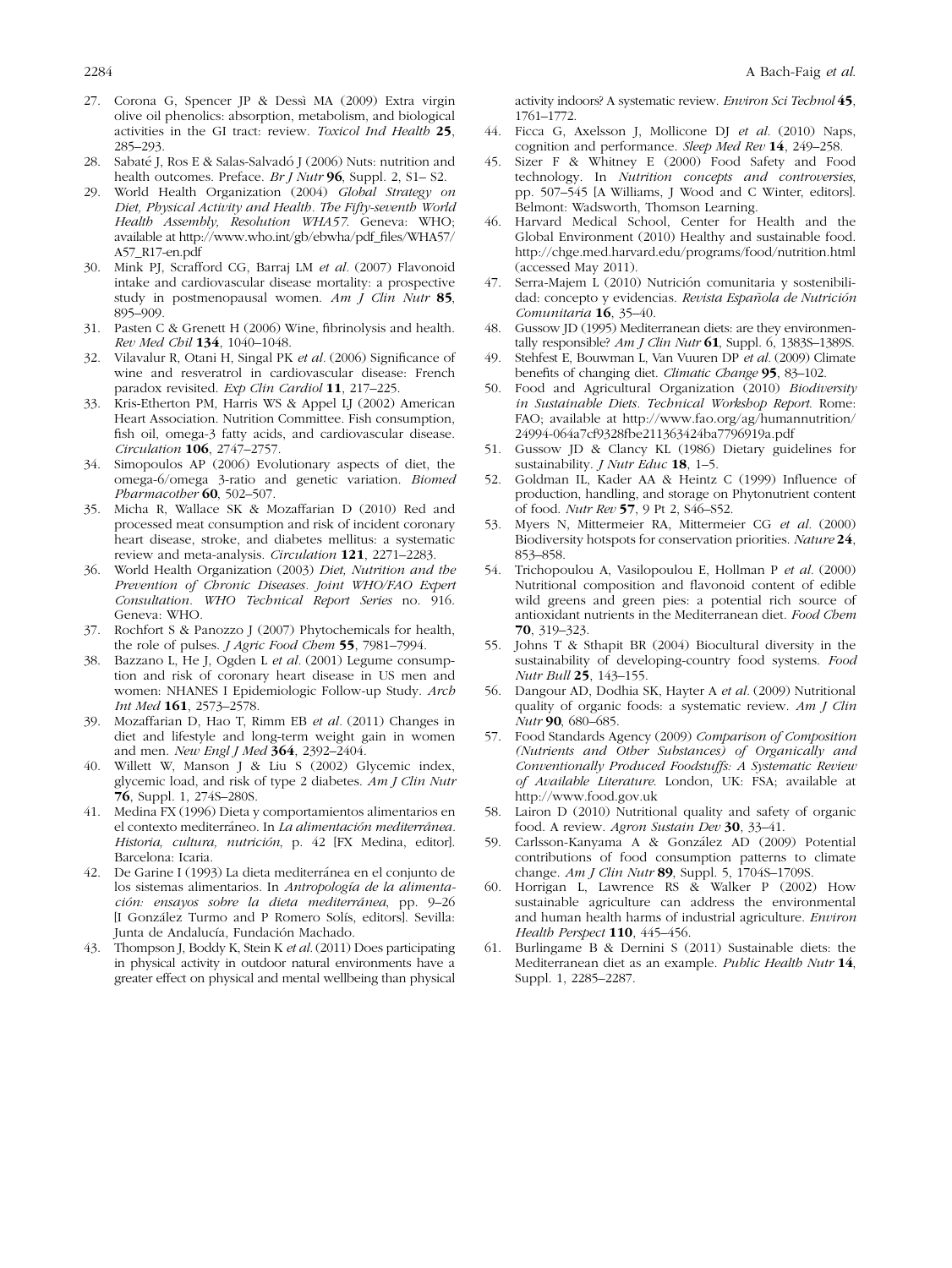27. Corona G, Spencer JP & Dessì MA (2009) Extra virgin olive oil phenolics: absorption, metabolism, and biological activities in the GI tract: review. *Toxicol Ind Health* **25**, 285–293.
28. Sabaté J, Ros E & Salas-Salvadó J (2006) Nuts: nutrition and health outcomes. Preface. *Br J Nutr* **96**, Suppl. 2, S1– S2.
29. World Health Organization (2004) *Global Strategy on Diet, Physical Activity and Health. The Fifty-seventh World Health Assembly, Resolution WHA57*. Geneva: WHO; available at http://www.who.int/gb/ebwha/pdf_files/WHA57/A57_R17-en.pdf
30. Mink PJ, Scrafford CG, Barraj LM *et al.* (2007) Flavonoid intake and cardiovascular disease mortality: a prospective study in postmenopausal women. *Am J Clin Nutr* **85**, 895–909.
31. Pasten C & Grenett H (2006) Wine, fibrinolysis and health. *Rev Med Chil* **134**, 1040–1048.
32. Vilavalur R, Otani H, Singal PK *et al.* (2006) Significance of wine and resveratrol in cardiovascular disease: French paradox revisited. *Exp Clin Cardiol* **11**, 217–225.
33. Kris-Etherton PM, Harris WS & Appel LJ (2002) American Heart Association. Nutrition Committee. Fish consumption, fish oil, omega-3 fatty acids, and cardiovascular disease. *Circulation* **106**, 2747–2757.
34. Simopoulos AP (2006) Evolutionary aspects of diet, the omega-6/omega 3-ratio and genetic variation. *Biomed Pharmacother* **60**, 502–507.
35. Micha R, Wallace SK & Mozaffarian D (2010) Red and processed meat consumption and risk of incident coronary heart disease, stroke, and diabetes mellitus: a systematic review and meta-analysis. *Circulation* **121**, 2271–2283.
36. World Health Organization (2003) *Diet, Nutrition and the Prevention of Chronic Diseases. Joint WHO/FAO Expert Consultation. WHO Technical Report Series* no. 916. Geneva: WHO.
37. Rochfort S & Panozzo J (2007) Phytochemicals for health, the role of pulses. *J Agric Food Chem* **55**, 7981–7994.
38. Bazzano L, He J, Ogden L *et al.* (2001) Legume consumption and risk of coronary heart disease in US men and women: NHANES I Epidemiologic Follow-up Study. *Arch Int Med* **161**, 2573–2578.
39. Mozaffarian D, Hao T, Rimm EB *et al.* (2011) Changes in diet and lifestyle and long-term weight gain in women and men. *New Engl J Med* **364**, 2392–2404.
40. Willett W, Manson J & Liu S (2002) Glycemic index, glycemic load, and risk of type 2 diabetes. *Am J Clin Nutr* **76**, Suppl. 1, 274S–280S.
41. Medina FX (1996) Dieta y comportamientos alimentarios en el contexto mediterráneo. In *La alimentación mediterránea. Historia, cultura, nutrición*, p. 42 [FX Medina, editor]. Barcelona: Icaria.
42. De Garine I (1993) La dieta mediterránea en el conjunto de los sistemas alimentarios. In *Antropología de la alimentación: ensayos sobre la dieta mediterránea*, pp. 9–26 [I González Turmo and P Romero Solís, editors]. Sevilla: Junta de Andalucía, Fundación Machado.
43. Thompson J, Boddy K, Stein K *et al.* (2011) Does participating in physical activity in outdoor natural environments have a greater effect on physical and mental wellbeing than physical activity indoors? A systematic review. *Environ Sci Technol* **45**, 1761–1772.
44. Ficca G, Axelsson J, Mollicone DJ *et al.* (2010) Naps, cognition and performance. *Sleep Med Rev* **14**, 249–258.
45. Sizer F & Whitney E (2000) Food Safety and Food technology. In *Nutrition concepts and controversies*, pp. 507–545 [A Williams, J Wood and C Winter, editors]. Belmont: Wadsworth, Thomson Learning.
46. Harvard Medical School, Center for Health and the Global Environment (2010) Healthy and sustainable food. http://chge.med.harvard.edu/programs/food/nutrition.html (accessed May 2011).
47. Serra-Majem L (2010) Nutrición comunitaria y sostenibilidad: concepto y evidencias. *Revista Española de Nutrición Comunitaria* **16**, 35–40.
48. Gussow JD (1995) Mediterranean diets: are they environmentally responsible? *Am J Clin Nutr* **61**, Suppl. 6, 1383S–1389S.
49. Stehfest E, Bouwman L, Van Vuuren DP *et al.* (2009) Climate benefits of changing diet. *Climatic Change* **95**, 83–102.
50. Food and Agricultural Organization (2010) *Biodiversity in Sustainable Diets. Technical Workshop Report*. Rome: FAO; available at http://www.fao.org/ag/humannutrition/24994-064a7cf9328fbe211363424ba7796919a.pdf
51. Gussow JD & Clancy KL (1986) Dietary guidelines for sustainability. *J Nutr Educ* **18**, 1–5.
52. Goldman IL, Kader AA & Heintz C (1999) Influence of production, handling, and storage on Phytonutrient content of food. *Nutr Rev* **57**, 9 Pt 2, S46–S52.
53. Myers N, Mittermeier RA, Mittermeier CG *et al.* (2000) Biodiversity hotspots for conservation priorities. *Nature* **24**, 853–858.
54. Trichopoulou A, Vasilopoulou E, Hollman P *et al.* (2000) Nutritional composition and flavonoid content of edible wild greens and green pies: a potential rich source of antioxidant nutrients in the Mediterranean diet. *Food Chem* **70**, 319–323.
55. Johns T & Sthapit BR (2004) Biocultural diversity in the sustainability of developing-country food systems. *Food Nutr Bull* **25**, 143–155.
56. Dangour AD, Dodhia SK, Hayter A *et al.* (2009) Nutritional quality of organic foods: a systematic review. *Am J Clin Nutr* **90**, 680–685.
57. Food Standards Agency (2009) *Comparison of Composition (Nutrients and Other Substances) of Organically and Conventionally Produced Foodstuffs: A Systematic Review of Available Literature*. London, UK: FSA; available at http://www.food.gov.uk
58. Lairon D (2010) Nutritional quality and safety of organic food. A review. *Agron Sustain Dev* **30**, 33–41.
59. Carlsson-Kanyama A & González AD (2009) Potential contributions of food consumption patterns to climate change. *Am J Clin Nutr* **89**, Suppl. 5, 1704S–1709S.
60. Horrigan L, Lawrence RS & Walker P (2002) How sustainable agriculture can address the environmental and human health harms of industrial agriculture. *Environ Health Perspect* **110**, 445–456.
61. Burlingame B & Dernini S (2011) Sustainable diets: the Mediterranean diet as an example. *Public Health Nutr* **14**, Suppl. 1, 2285–2287.